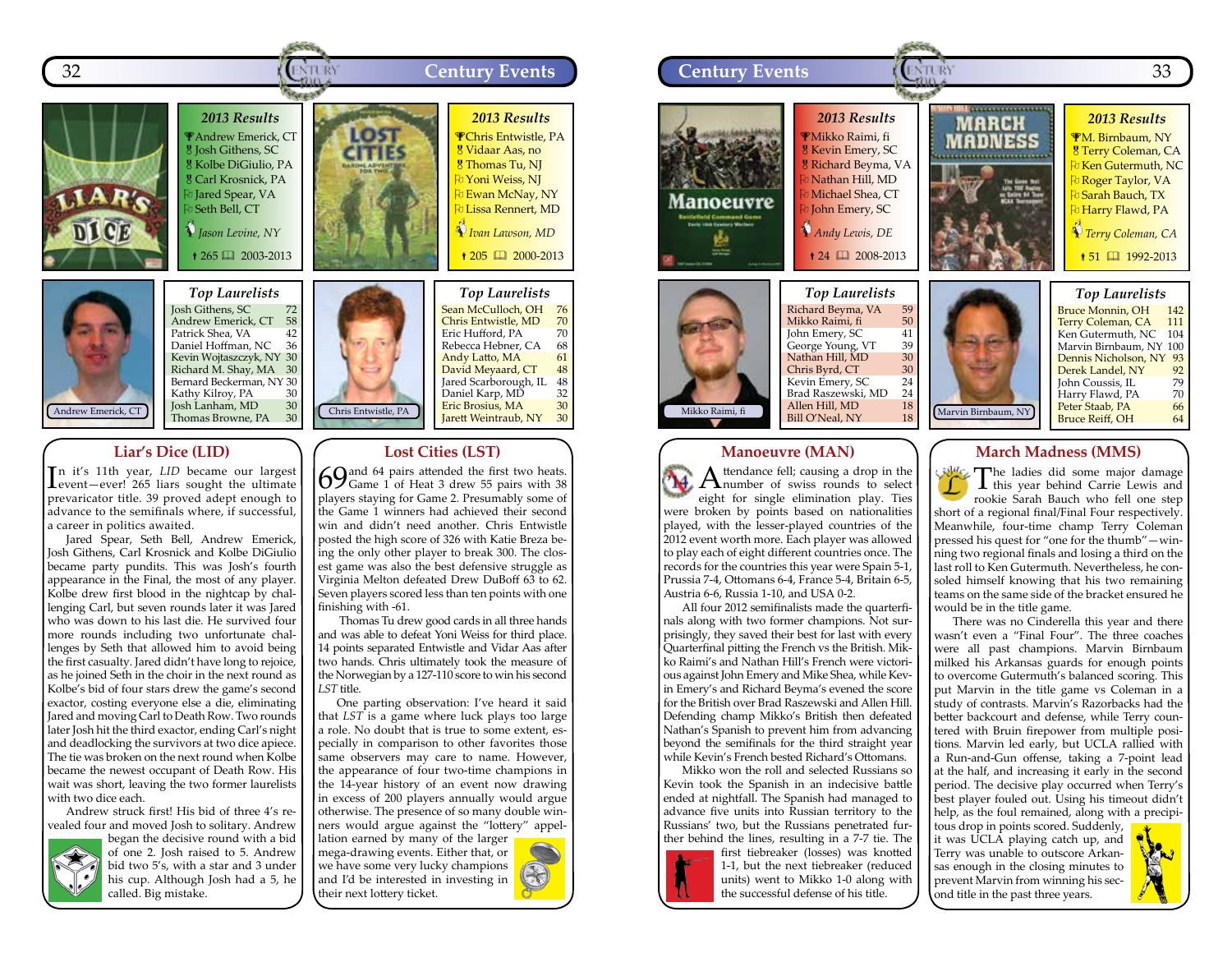## Liar's Dice (LID)

**2013 Results**

- Andrew Emerick, CT
- Josh Githens, SC
- Kolbe DiGiulio, PA
- Carl Krosnick, PA
- Jared Spear, VA
- Seth Bell, CT

*Jason Levine, NY*

265 — 2003-2013

**Top Laurelists**

| Name | Points |
|---|---|
| Josh Githens, SC | 72 |
| Andrew Emerick, CT | 58 |
| Patrick Shea, VA | 42 |
| Daniel Hoffman, NC | 36 |
| Kevin Wojtaszczyk, NY | 30 |
| Richard M. Shay, MA | 30 |
| Bernard Beckerman, NY | 30 |
| Kathy Kilroy, PA | 30 |
| Josh Lanham, MD | 30 |
| Thomas Browne, PA | 30 |

Andrew Emerick, CT

In it's 11th year, *LID* became our largest event—ever! 265 liars sought the ultimate prevaricator title. 39 proved adept enough to advance to the semifinals where, if successful, a career in politics awaited.

Jared Spear, Seth Bell, Andrew Emerick, Josh Githens, Carl Krosnick and Kolbe DiGiulio became party pundits. This was Josh's fourth appearance in the Final, the most of any player. Kolbe drew first blood in the nightcap by challenging Carl, but seven rounds later it was Jared who was down to his last die. He survived four more rounds including two unfortunate challenges by Seth that allowed him to avoid being the first casualty. Jared didn't have long to rejoice, as he joined Seth in the choir in the next round as Kolbe's bid of four stars drew the game's second exactor, costing everyone else a die, eliminating Jared and moving Carl to Death Row. Two rounds later Josh hit the third exactor, ending Carl's night and deadlocking the survivors at two dice apiece. The tie was broken on the next round when Kolbe became the newest occupant of Death Row. His wait was short, leaving the two former laurelists with two dice each.

Andrew struck first! His bid of three 4's revealed four and moved Josh to solitary. Andrew began the decisive round with a bid of one 2. Josh raised to 5. Andrew bid two 5's, with a star and 3 under his cup. Although Josh had a 5, he called. Big mistake.

## Lost Cities (LST)

**2013 Results**

- Chris Entwistle, PA
- Vidaar Aas, no
- Thomas Tu, NJ
- Yoni Weiss, NJ
- Ewan McNay, NY
- Lissa Rennert, MD

*Ivan Lawson, MD*

205 — 2000-2013

**Top Laurelists**

| Name | Points |
|---|---|
| Sean McCulloch, OH | 76 |
| Chris Entwistle, MD | 70 |
| Eric Hufford, PA | 70 |
| Rebecca Hebner, CA | 68 |
| Andy Latto, MA | 61 |
| David Meyaard, CT | 48 |
| Jared Scarborough, IL | 48 |
| Daniel Karp, MD | 32 |
| Eric Brosius, MA | 30 |
| Jarett Weintraub, NY | 30 |

Chris Entwistle, PA

69 and 64 pairs attended the first two heats. Game 1 of Heat 3 drew 55 pairs with 38 players staying for Game 2. Presumably some of the Game 1 winners had achieved their second win and didn't need another. Chris Entwistle posted the high score of 326 with Katie Breza being the only other player to break 300. The closest game was also the best defensive struggle as Virginia Melton defeated Drew DuBoff 63 to 62. Seven players scored less than ten points with one finishing with -61.

Thomas Tu drew good cards in all three hands and was able to defeat Yoni Weiss for third place. 14 points separated Entwistle and Vidar Aas after two hands. Chris ultimately took the measure of the Norwegian by a 127-110 score to win his second *LST* title.

One parting observation: I've heard it said that *LST* is a game where luck plays too large a role. No doubt that is true to some extent, especially in comparison to other favorites those same observers may care to name. However, the appearance of four two-time champions in the 14-year history of an event now drawing in excess of 200 players annually would argue otherwise. The presence of so many double winners would argue against the "lottery" appellation earned by many of the larger mega-drawing events. Either that, or we have some very lucky champions and I'd be interested in investing in their next lottery ticket.

## Manoeuvre (MAN)

**2013 Results**

- Mikko Raimi, fi
- Kevin Emery, SC
- Richard Beyma, VA
- Nathan Hill, MD
- Michael Shea, CT
- John Emery, SC

*Andy Lewis, DE*

24 — 2008-2013

**Top Laurelists**

| Name | Points |
|---|---|
| Richard Beyma, VA | 59 |
| Mikko Raimi, fi | 50 |
| John Emery, SC | 41 |
| George Young, VT | 39 |
| Nathan Hill, MD | 30 |
| Chris Byrd, CT | 30 |
| Kevin Emery, SC | 24 |
| Brad Raszewski, MD | 24 |
| Allen Hill, MD | 18 |
| Bill O'Neal, NY | 18 |

Mikko Raimi, fi

Attendance fell; causing a drop in the number of swiss rounds to select eight for single elimination play. Ties were broken by points based on nationalities played, with the lesser-played countries of the 2012 event worth more. Each player was allowed to play each of eight different countries once. The records for the countries this year were Spain 5-1, Prussia 7-4, Ottomans 6-4, France 5-4, Britain 6-5, Austria 6-6, Russia 1-10, and USA 0-2.

All four 2012 semifinalists made the quarterfinals along with two former champions. Not surprisingly, they saved their best for last with every Quarterfinal pitting the French vs the British. Mikko Raimi's and Nathan Hill's French were victorious against John Emery and Mike Shea, while Kevin Emery's and Richard Beyma's evened the score for the British over Brad Raszewski and Allen Hill. Defending champ Mikko's British then defeated Nathan's Spanish to prevent him from advancing beyond the semifinals for the third straight year while Kevin's French bested Richard's Ottomans.

Mikko won the roll and selected Russians so Kevin took the Spanish in an indecisive battle ended at nightfall. The Spanish had managed to advance five units into Russian territory to the Russians' two, but the Russians penetrated further behind the lines, resulting in a 7-7 tie. The first tiebreaker (losses) was knotted 1-1, but the next tiebreaker (reduced units) went to Mikko 1-0 along with the successful defense of his title.

## March Madness (MMS)

**2013 Results**

- M. Birnbaum, NY
- Terry Coleman, CA
- Ken Gutermuth, NC
- Roger Taylor, VA
- Sarah Bauch, TX
- Harry Flawd, PA

*Terry Coleman, CA*

51 — 1992-2013

**Top Laurelists**

| Name | Points |
|---|---|
| Bruce Monnin, OH | 142 |
| Terry Coleman, CA | 111 |
| Ken Gutermuth, NC | 104 |
| Marvin Birnbaum, NY | 100 |
| Dennis Nicholson, NY | 93 |
| Derek Landel, NY | 92 |
| John Coussis, IL | 79 |
| Harry Flawd, PA | 70 |
| Peter Staab, PA | 66 |
| Bruce Reiff, OH | 64 |

Marvin Birnbaum, NY

The ladies did some major damage this year behind Carrie Lewis and rookie Sarah Bauch who fell one step short of a regional final/Final Four respectively. Meanwhile, four-time champ Terry Coleman pressed his quest for "one for the thumb"—winning two regional finals and losing a third on the last roll to Ken Gutermuth. Nevertheless, he consoled himself knowing that his two remaining teams on the same side of the bracket ensured he would be in the title game.

There was no Cinderella this year and there wasn't even a "Final Four". The three coaches were all past champions. Marvin Birnbaum milked his Arkansas guards for enough points to overcome Gutermuth's balanced scoring. This put Marvin in the title game vs Coleman in a study of contrasts. Marvin's Razorbacks had the better backcourt and defense, while Terry countered with Bruin firepower from multiple positions. Marvin led early, but UCLA rallied with a Run-and-Gun offense, taking a 7-point lead at the half, and increasing it early in the second period. The decisive play occurred when Terry's best player fouled out. Using his timeout didn't help, as the foul remained, along with a precipitous drop in points scored. Suddenly, it was UCLA playing catch up, and Terry was unable to outscore Arkansas enough in the closing minutes to prevent Marvin from winning his second title in the past three years.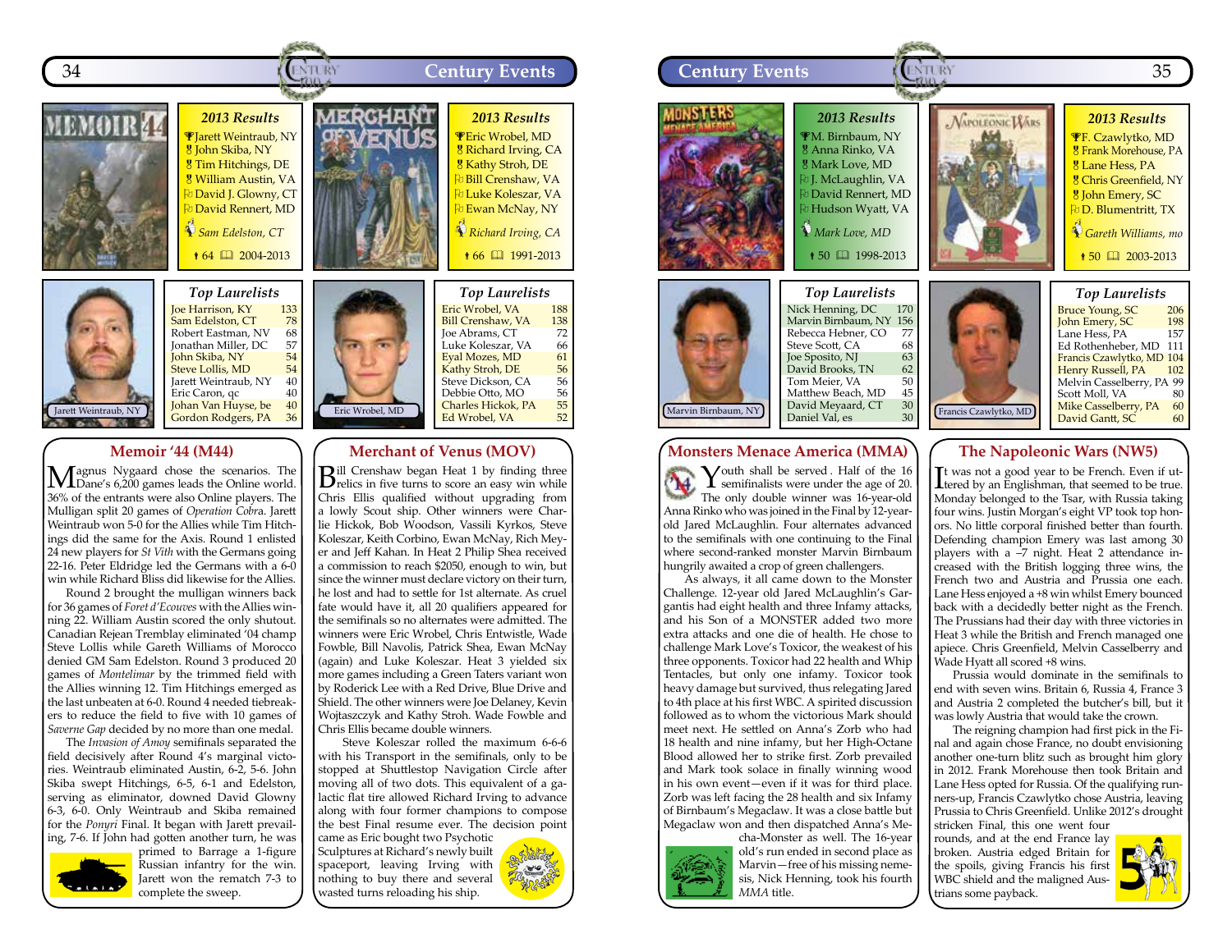## Memoir '44 (M44)

### 2013 Results

- Jarett Weintraub, NY
- John Skiba, NY
- Tim Hitchings, DE
- William Austin, VA
- David J. Glowny, CT
- David Rennert, MD

*Sam Edelston, CT*

64 · 2004-2013

### Top Laurelists

| | |
|---|---|
| Joe Harrison, KY | 133 |
| Sam Edelston, CT | 78 |
| Robert Eastman, NV | 68 |
| Jonathan Miller, DC | 57 |
| John Skiba, NY | 54 |
| Steve Lollis, MD | 54 |
| Jarett Weintraub, NY | 40 |
| Eric Caron, qc | 40 |
| Johan Van Huyse, be | 40 |
| Gordon Rodgers, PA | 36 |

Jarett Weintraub, NY

Magnus Nygaard chose the scenarios. The Dane's 6,200 games leads the Online world. 36% of the entrants were also Online players. The Mulligan split 20 games of *Operation Cobra*. Jarett Weintraub won 5-0 for the Allies while Tim Hitchings did the same for the Axis. Round 1 enlisted 24 new players for *St Vith* with the Germans going 22-16. Peter Eldridge led the Germans with a 6-0 win while Richard Bliss did likewise for the Allies.

Round 2 brought the mulligan winners back for 36 games of *Foret d'Ecouves* with the Allies winning 22. William Austin scored the only shutout. Canadian Rejean Tremblay eliminated '04 champ Steve Lollis, MD while Gareth Williams of Morocco denied GM Sam Edelston. Round 3 produced 20 games of *Montelimar* by the trimmed field with the Allies winning 12. Tim Hitchings emerged as the last unbeaten at 6-0. Round 4 needed tiebreakers to reduce the field to five with 10 games of *Saverne Gap* decided by no more than one medal.

The *Invasion of Amoy* semifinals separated the field decisively after Round 4's marginal victories. Weintraub eliminated Austin, 6-2, 5-6. John Skiba swept Hitchings, 6-5, 6-1 and Edelston, serving as eliminator, downed David Glowny 6-3, 6-0. Only Weintraub and Skiba remained for the *Ponyri* Final. It began with Jarett prevailing, 7-6. If John had gotten another turn, he was primed to Barrage a 1-figure Russian infantry for the win. Jarett won the rematch 7-3 to complete the sweep.

## Merchant of Venus (MOV)

### 2013 Results

- Eric Wrobel, MD
- Richard Irving, CA
- Kathy Stroh, DE
- Bill Crenshaw, VA
- Luke Koleszar, VA
- Ewan McNay, NY

*Richard Irving, CA*

66 · 1991-2013

### Top Laurelists

| | |
|---|---|
| Eric Wrobel, VA | 188 |
| Bill Crenshaw, VA | 138 |
| Joe Abrams, CT | 72 |
| Luke Koleszar, VA | 66 |
| Eyal Mozes, MD | 61 |
| Kathy Stroh, DE | 56 |
| Steve Dickson, CA | 56 |
| Debbie Otto, MO | 56 |
| Charles Hickok, PA | 55 |
| Ed Wrobel, VA | 52 |

Eric Wrobel, MD

Bill Crenshaw began Heat 1 by finding three relics in five turns to score an easy win while Chris Ellis qualified without upgrading from a lowly Scout ship. Other winners were Charlie Hickok, Bob Woodson, Vassili Kyrkos, Steve Koleszar, Keith Corbino, Ewan McNay, Rich Meyer and Jeff Kahan. In Heat 2 Philip Shea received a commission to reach $2050, enough to win, but since the winner must declare victory on their turn, he lost and had to settle for 1st alternate. As cruel fate would have it, all 20 qualifiers appeared for the semifinals so no alternates were admitted. The winners were Eric Wrobel, Chris Entwistle, Wade Fowble, Bill Navolis, Patrick Shea, Ewan McNay (again) and Luke Koleszar. Heat 3 yielded six more games including a Green Taters variant won by Roderick Lee with a Red Drive, Blue Drive and Shield. The other winners were Joe Delaney, Kevin Wojtaszczyk and Kathy Stroh. Wade Fowble and Chris Ellis became double winners.

Steve Koleszar rolled the maximum 6-6-6 with his Transport in the semifinals, only to be stopped at Shuttlestop Navigation Circle after moving all of two dots. This equivalent of a galactic flat tire allowed Richard Irving to advance along with four former champions to compose the best Final roster ever. The decision point came as Eric bought two Psychotic Sculptures at Richard's newly built spaceport, leaving Irving with nothing to buy there and several wasted turns reloading his ship.

## Monsters Menace America (MMA)

### 2013 Results

- M. Birnbaum, NY
- Anna Rinko, VA
- Mark Love, MD
- J. McLaughlin, VA
- David Rennert, MD
- Hudson Wyatt, VA

*Mark Love, MD*

50 · 1998-2013

### Top Laurelists

| | |
|---|---|
| Nick Henning, DC | 170 |
| Marvin Birnbaum, NY | 156 |
| Rebecca Hebner, CO | 77 |
| Steve Scott, CA | 68 |
| Joe Sposito, NJ | 63 |
| David Brooks, TN | 62 |
| Tom Meier, VA | 50 |
| Matthew Beach, MD | 45 |
| David Meyaard, CT | 30 |
| Daniel Val, es | 30 |

Marvin Birnbaum, NY

Youth shall be served. Half of the 16 semifinalists were under the age of 20. The only double winner was 16-year-old Anna Rinko who was joined in the Final by 12-year-old Jared McLaughlin. Four alternates advanced to the semifinals with one continuing to the Final where second-ranked monster Marvin Birnbaum hungrily awaited a crop of green challengers.

As always, it all came down to the Monster Challenge. 12-year old Jared McLaughlin's Gargantis had eight health and three Infamy attacks, and his Son of a MONSTER added two more extra attacks and one die of health. He chose to challenge Mark Love's Toxicor, the weakest of his three opponents. Toxicor had 22 health and Whip Tentacles, but only one infamy. Toxicor took heavy damage but survived, thus relegating Jared to 4th place at his first WBC. A spirited discussion followed as to whom the victorious Mark should meet next. He settled on Anna's Zorb who had 18 health and nine infamy, but her High-Octane Blood allowed her to strike first. Zorb prevailed and Mark took solace in finally winning wood in his own event—even if it was for third place. Zorb was left facing the 28 health and six Infamy of Birnbaum's Megaclaw. It was a close battle but Megaclaw won and then dispatched Anna's Mecha-Monster as well. The 16-year old's run ended in second place as Marvin—free of his missing nemesis, Nick Henning, took his fourth *MMA* title.

## The Napoleonic Wars (NW5)

### 2013 Results

- F. Czawlytko, MD
- Frank Morehouse, PA
- Lane Hess, PA
- Chris Greenfield, NY
- John Emery, SC
- D. Blumentritt, TX

*Gareth Williams, mo*

50 · 2003-2013

### Top Laurelists

| | |
|---|---|
| Bruce Young, SC | 206 |
| John Emery, SC | 198 |
| Lane Hess, PA | 157 |
| Ed Rothenheber, MD | 111 |
| Francis Czawlytko, MD | 104 |
| Henry Russell, PA | 102 |
| Melvin Casselberry, PA | 99 |
| Scott Moll, VA | 80 |
| Mike Casselberry, PA | 60 |
| David Gantt, SC | 60 |

Francis Czawlytko, MD

It was not a good year to be French. Even if uttered by an Englishman, that seemed to be true. Monday belonged to the Tsar, with Russia taking four wins. Justin Morgan's eight VP took top honors. No little corporal finished better than fourth. Defending champion Emery was last among 30 players with a –7 night. Heat 2 attendance increased with the British logging three wins, the French two and Austria and Prussia one each. Lane Hess enjoyed a +8 win whilst Emery bounced back with a decidedly better night as the French. The Prussians had their day with three victories in Heat 3 while the British and French managed one apiece. Chris Greenfield, Melvin Casselberry and Wade Hyatt all scored +8 wins.

Prussia would dominate in the semifinals to end with seven wins. Britain 6, Russia 4, France 3 and Austria 2 completed the butcher's bill, but it was lowly Austria that would take the crown.

The reigning champion had first pick in the Final and again chose France, no doubt envisioning another one-turn blitz such as brought him glory in 2012. Frank Morehouse then took Britain and Lane Hess opted for Russia. Of the qualifying runners-up, Francis Czawlytko chose Austria, leaving Prussia to Chris Greenfield. Unlike 2012's drought stricken Final, this one went four rounds, and at the end France lay broken. Austria edged Britain for the spoils, giving Francis his first WBC shield and the maligned Austrians some payback.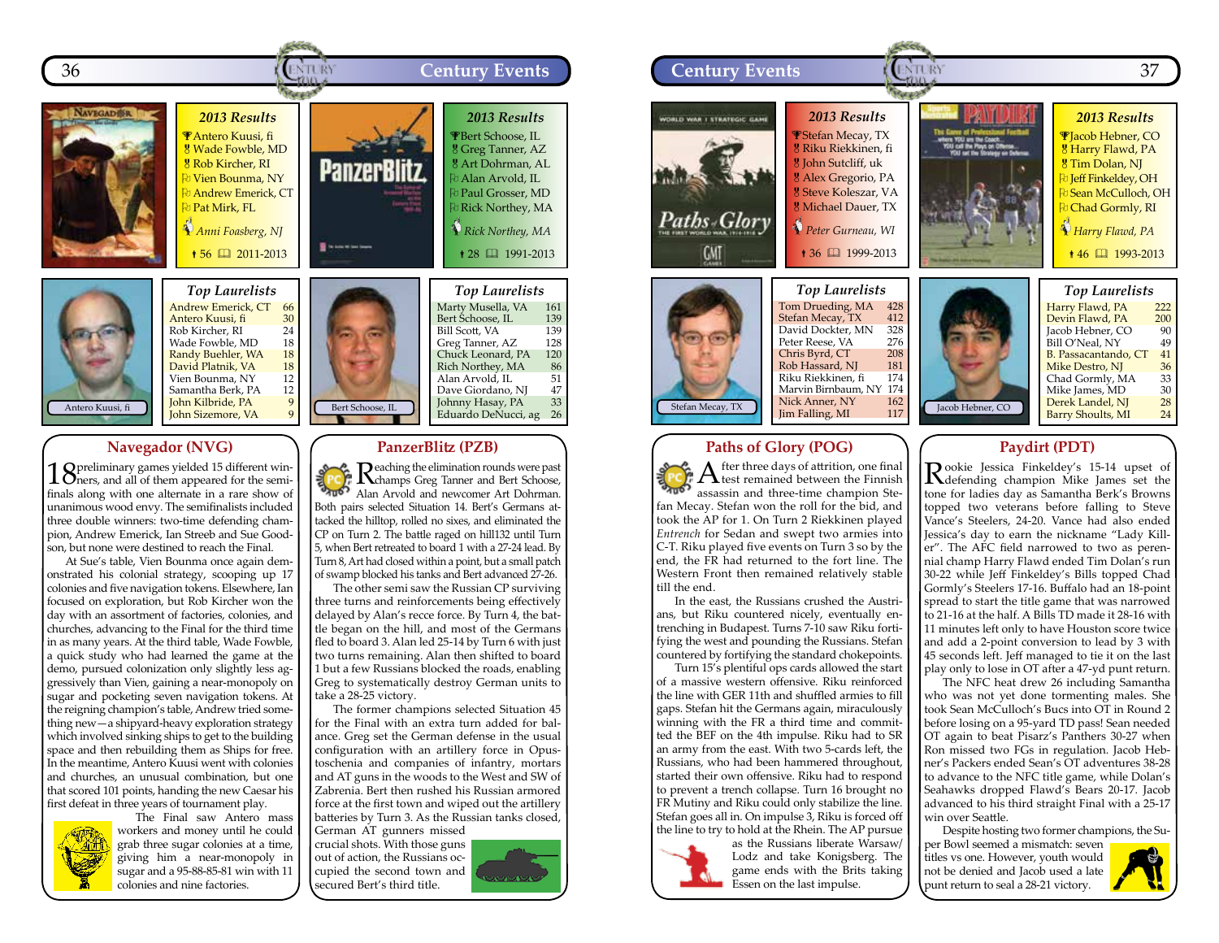## Navegador (NVG)

### 2013 Results

- Antero Kuusi, fi
- Wade Fowble, MD
- Rob Kircher, RI
- Vien Bounma, NY
- Andrew Emerick, CT
- Pat Mirk, FL

*Anni Foasberg, NJ*

56 · 2011-2013

### Top Laurelists

| Name | Laurels |
|---|---|
| Andrew Emerick, CT | 66 |
| Antero Kuusi, fi | 30 |
| Rob Kircher, RI | 24 |
| Wade Fowble, MD | 18 |
| Randy Buehler, WA | 18 |
| David Platnik, VA | 18 |
| Vien Bounma, NY | 12 |
| Samantha Berk, PA | 12 |
| John Kilbride, PA | 9 |
| John Sizemore, VA | 9 |

Antero Kuusi, fi

18 preliminary games yielded 15 different winners, and all of them appeared for the semi-finals along with one alternate in a rare show of unanimous wood envy. The semifinals included three double winners: two-time defending champion, Andrew Emerick, Ian Streeb and Sue Goodson, but none were destined to reach the Final.

At Sue's table, Vien Bounma once again demonstrated his colonial strategy, scooping up 17 colonies and five navigation tokens. Elsewhere, Ian focused on exploration, but Rob Kircher won the day with an assortment of factories, colonies, and churches, advancing to the Final for the third time in as many years. At the third table, Wade Fowble, a quick study who had learned the game at the demo, pursued colonization only slightly less aggressively than Vien, gaining a near-monopoly on sugar and pocketing seven navigation tokens. At the reigning champion's table, Andrew tried something new—a shipyard-heavy exploration strategy which involved sinking ships to get to the building space and then rebuilding them as Ships for free. In the meantime, Antero Kuusi went with colonies and churches, an unusual combination, but one that scored 101 points, handing the new Caesar his first defeat in three years of tournament play.

The Final saw Antero mass workers and money until he could grab three sugar colonies at a time, giving him a near-monopoly in sugar and a 95-88-85-81 win with 11 colonies and nine factories.

## PanzerBlitz (PZB)

### 2013 Results

- Bert Schoose, IL
- Greg Tanner, AZ
- Art Dohrman, AL
- Alan Arvold, IL
- Paul Grosser, MD
- Rick Northey, MA

*Rick Northey, MA*

28 · 1991-2013

### Top Laurelists

| Name | Laurels |
|---|---|
| Marty Musella, VA | 161 |
| Bert Schoose, IL | 139 |
| Bill Scott, VA | 139 |
| Greg Tanner, AZ | 128 |
| Chuck Leonard, PA | 120 |
| Rich Northey, MA | 86 |
| Alan Arvold, IL | 51 |
| Dave Giordano, NJ | 47 |
| Johnny Hasay, PA | 33 |
| Eduardo DeNucci, ag | 26 |

Bert Schoose, IL

Reaching the elimination rounds were past champs Greg Tanner and Bert Schoose, Alan Arvold and newcomer Art Dohrman. Both pairs selected Situation 14. Bert's Germans attacked the hilltop, rolled no sixes, and eliminated the CP on Turn 2. The battle raged on hill132 until Turn 5, when Bert retreated to board 1 with a 27-24 lead. By Turn 8, Art had closed within a point, but a small patch of swamp blocked his tanks and Bert advanced 27-26.

The other semi saw the Russian CP surviving three turns and reinforcements being effectively delayed by Alan's recce force. By Turn 4, the battle began on the hill, and most of the Germans fled to board 3. Alan led 25-14 by Turn 6 with just two turns remaining. Alan then shifted to board 1 but a few Russians blocked the roads, enabling Greg to systematically destroy German units to take a 28-25 victory.

The former champions selected Situation 45 for the Final with an extra turn added for balance. Greg set the German defense in the usual configuration with an artillery force in Opustoschenia and companies of infantry, mortars and AT guns in the woods to the West and SW of Zabrenia. Bert then rushed his Russian armored force at the first town and wiped out the artillery batteries by Turn 3. As the Russian tanks closed, German AT gunners missed crucial shots. With those guns out of action, the Russians occupied the second town and secured Bert's third title.

## Paths of Glory (POG)

### 2013 Results

- Stefan Mecay, TX
- Riku Riekkinen, fi
- John Sutcliff, uk
- Alex Gregorio, PA
- Steve Koleszar, VA
- Michael Dauer, TX

*Peter Gurneau, WI*

36 · 1999-2013

### Top Laurelists

| Name | Laurels |
|---|---|
| Tom Drueding, MA | 428 |
| Stefan Mecay, TX | 412 |
| David Dockter, MN | 328 |
| Peter Reese, VA | 276 |
| Chris Byrd, CT | 208 |
| Rob Hassard, NJ | 181 |
| Riku Riekkinen, fi | 174 |
| Marvin Birnbaum, NY | 174 |
| Nick Anner, NY | 162 |
| Jim Falling, MI | 117 |

Stefan Mecay, TX

After three days of attrition, one final test remained between the Finnish assassin and three-time champion Stefan Mecay. Stefan won the roll for the bid, and took the AP for 1. On Turn 2 Riekkinen played *Entrench* for Sedan and swept two armies into C-T. Riku played five events on Turn 3 so by the end, the FR had returned to the fort line. The Western Front then remained relatively stable till the end.

In the east, the Russians crushed the Austrians, but Riku countered nicely, eventually entrenching in Budapest. Turns 7-10 saw Riku fortifying the west and pounding the Russians. Stefan countered by fortifying the standard chokepoints.

Turn 15's plentiful ops cards allowed the start of a massive western offensive. Riku reinforced the line with GER 11th and shuffled armies to fill gaps. Stefan hit the Germans again, miraculously winning with the FR a third time and committed the BEF on the 4th impulse. Riku had to SR an army from the east. With two 5-cards left, the Russians, who had been hammered throughout, started their own offensive. Riku had to respond to prevent a trench collapse. Turn 16 brought no FR Mutiny and Riku could only stabilize the line. Stefan goes all in. On impulse 3, Riku is forced off the line to try to hold at the Rhein. The AP pursue as the Russians liberate Warsaw/Lodz and take Konigsberg. The game ends with the Brits taking Essen on the last impulse.

## Paydirt (PDT)

### 2013 Results

- Jacob Hebner, CO
- Harry Flawd, PA
- Tim Dolan, NJ
- Jeff Finkeldey, OH
- Sean McCulloch, OH
- Chad Gormly, RI

*Harry Flawd, PA*

46 · 1993-2013

### Top Laurelists

| Name | Laurels |
|---|---|
| Harry Flawd, PA | 222 |
| Devin Flawd, PA | 200 |
| Jacob Hebner, CO | 90 |
| Bill O'Neal, NY | 49 |
| B. Passacantando, CT | 41 |
| Mike Destro, NJ | 36 |
| Chad Gormly, MA | 33 |
| Mike James, MD | 30 |
| Derek Landel, NJ | 28 |
| Barry Shoults, MI | 24 |

Jacob Hebner, CO

Rookie Jessica Finkeldey's 15-14 upset of defending champion Mike James set the tone for ladies day as Samantha Berk's Browns topped two veterans before falling to Steve Vance's Steelers, 24-20. Vance had also ended Jessica's day to earn the nickname "Lady Killer". The AFC field narrowed to two as perennial champ Harry Flawd ended Tim Dolan's run 30-22 while Jeff Finkeldey's Bills topped Chad Gormly's Steelers 17-16. Buffalo had an 18-point spread to start the title game that was narrowed to 21-16 at the half. A Bills TD made it 28-16 with 11 minutes left only to have Houston score twice and add a 2-point conversion to lead by 3 with 45 seconds left. Jeff managed to tie it on the last play only to lose in OT after a 47-yd punt return.

The NFC heat drew 26 including Samantha who was not yet done tormenting males. She took Sean McCulloch's Bucs into OT in Round 2 before losing on a 95-yard TD pass! Sean needed OT again to beat Pisarz's Panthers 30-27 when Ron missed two FGs in regulation. Jacob Hebner's Packers ended Sean's OT adventures 38-28 to advance to the NFC title game, while Dolan's Seahawks dropped Flawd's Bears 20-17. Jacob advanced to his third straight Final with a 25-17 win over Seattle.

Despite hosting two former champions, the Super Bowl seemed a mismatch: seven titles vs one. However, youth would not be denied and Jacob used a late punt return to seal a 28-21 victory.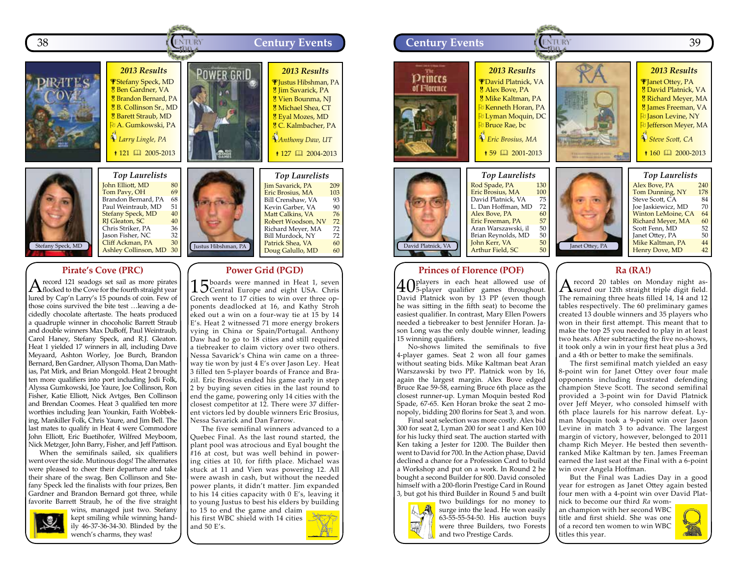## Pirate's Cove (PRC)

### 2013 Results

- Stefany Speck, MD
- Ben Gardner, VA
- Brandon Bernard, PA
- B. Collinson Sr., MD
- Barett Straub, MD
- A. Gumkowski, PA
- *Larry Lingle, PA*
- 121 · 2005-2013

### Top Laurelists

| Name | Laurels |
|---|---|
| John Elliott, MD | 80 |
| Tom Pavy, OH | 69 |
| Brandon Bernard, PA | 68 |
| Paul Weintraub, MD | 51 |
| Stefany Speck, MD | 40 |
| RJ Gleaton, SC | 40 |
| Chris Striker, PA | 36 |
| Jason Fisher, NC | 32 |
| Cliff Ackman, PA | 30 |
| Ashley Collinson, MD | 30 |

Stefany Speck, MD

A record 121 seadogs set sail as more pirates flocked to the Cove for the fourth straight year lured by Cap'n Larry's 15 pounds of coin. Few of those coins survived the bite test …leaving a decidedly chocolate aftertaste. The heats produced a quadruple winner in chocoholic Barett Straub and double winners Max DuBoff, Paul Weintraub, Carol Haney, Stefany Speck, and R.J. Gleaton. Heat 1 yielded 17 winners in all, including Dave Meyaard, Ashton Worley, Joe Burch, Brandon Bernard, Ben Gardner, Allyson Thoma, Dan Mathias, Pat Mirk, and Brian Mongold. Heat 2 brought ten more qualifiers into port including Jodi Folk, Alyssa Gumkowski, Joe Yaure, Joe Collinson, Ron Fisher, Katie Elliott, Nick Avtges, Ben Collinson and Brendan Coomes. Heat 3 qualified ten more worthies including Jean Younkin, Faith Wobbeking, Mankiller Folk, Chris Yaure, and Jim Bell. The last mates to qualify in Heat 4 were Commodore John Elliott, Eric Buetihofer, Wilfred Meyboom, Nick Metzger, John Barry, Fisher, and Jeff Pattison.

When the semifinals sailed, six qualifiers went over the side. Mutinous dogs! The alternates were pleased to cheer their departure and take their share of the swag. Ben Collinson and Stefany Speck led the finalists with four prizes, Ben Gardner and Brandon Bernard got three, while favorite Barett Straub, he of the five straight wins, managed just two. Stefany Speck kept smiling while winning handily 46-37-36-34-30. Blinded by the wench's charms, they was!

## Power Grid (PGD)

### 2013 Results

- Justus Hibshman, PA
- Jim Savarick, PA
- Vien Bounna, NJ
- Michael Shea, CT
- Eyal Mozes, MD
- C. Kalmbacher, PA
- *Anthony Daw, UT*
- 127 · 2004-2013

### Top Laurelists

| Name | Laurels |
|---|---|
| Jim Savarick, PA | 209 |
| Eric Brosius, MA | 103 |
| Bill Crenshaw, VA | 93 |
| Kevin Garber, VA | 90 |
| Matt Calkins, VA | 76 |
| Robert Woodson, NV | 72 |
| Richard Meyer, MA | 72 |
| Bill Murdock, NY | 72 |
| Patrick Shea, VA | 60 |
| Doug Galullo, MD | 60 |

Justus Hibshman, PA

15 boards were manned in Heat 1, seven Central Europe and eight USA. Chris Grech went to 17 cities to win over three opponents deadlocked at 16, and Kathy Stroh eked out a win on a four-way tie at 15 by 14 E's. Heat 2 witnessed 71 more energy brokers vying in China or Spain/Portugal. Anthony Daw had to go to 18 cities and still required a tiebreaker to claim victory over two others. Nessa Savarick's China win came on a three-way tie won by just 4 E's over Jason Ley. Heat 3 filled ten 5-player boards of France and Brazil. Eric Brosius ended his game early in step 2 by buying seven cities in the last round to end the game, powering only 14 cities with the closest competitor at 12. There were 37 different victors led by double winners Eric Brosius, Nessa Savarick and Dan Farrow.

The five semifinal winners advanced to a Quebec Final. As the last round started, the plant pool was atrocious and Eyal bought the #16 at cost, but was well behind in powering cities at 10, for fifth place. Michael was stuck at 11 and Vien was powering 12. All were awash in cash, but without the needed power plants, it didn't matter. Jim expanded to his 14 cities capacity with 0 E's, leaving it to young Justus to best his elders by building to 15 to end the game and claim his first WBC shield with 14 cities and 50 E's.

## Princes of Florence (POF)

### 2013 Results

- David Platnick, VA
- Alex Bove, PA
- Mike Kaltman, PA
- Kenneth Horan, PA
- Lyman Moquin, DC
- Bruce Rae, bc
- *Eric Brosius, MA*
- 59 · 2001-2013

### Top Laurelists

| Name | Laurels |
|---|---|
| Rod Spade, PA | 130 |
| Eric Brosius, MA | 100 |
| David Platnick, VA | 75 |
| L. Dan Hoffman, MD | 72 |
| Alex Bove, PA | 60 |
| Eric Freeman, PA | 57 |
| Aran Warszawski, il | 50 |
| Brian Reynolds, MD | 50 |
| John Kerr, VA | 50 |
| Arthur Field, SC | 50 |

David Platnick, VA

40 players in each heat allowed use of 5-player qualifier games throughout. David Platnick won by 13 PP (even though he was sitting in the fifth seat) to become the easiest qualifier. In contrast, Mary Ellen Powers needed a tiebreaker to best Jennifer Horan. Jason Long was the only double winner, leading 15 winning qualifiers.

No-shows limited the semifinals to five 4-player games. Seat 2 won all four games without seating bids. Mike Kaltman beat Aran Warszawski by two PP. Platnick won by 16, again the largest margin. Alex Bove edged Bruce Rae 59-58, earning Bruce 6th place as the closest runner-up. Lyman Moquin bested Rod Spade, 67-65. Ken Horan broke the seat 2 monopoly, bidding 200 florins for Seat 3, and won.

Final seat selection was more costly. Alex bid 300 for seat 2, Lyman 200 for seat 1 and Ken 100 for his lucky third seat. The auction started with Ken taking a Jester for 1200. The Builder then went to David for 700. In the Action phase, David declined a chance for a Profession Card to build a Workshop and put on a work. In Round 2 he bought a second Builder for 800. David consoled himself with a 200-florin Prestige Card in Round 3, but got his third Builder in Round 5 and built two buildings for no money to surge into the lead. He won easily 63-55-55-54-50. His auction buys were three Builders, two Forests and two Prestige Cards.

## Ra (RA!)

### 2013 Results

- Janet Ottey, PA
- David Platnick, VA
- Richard Meyer, MA
- James Freeman, VA
- Jason Levine, NY
- Jefferson Meyer, MA
- *Steve Scott, CA*
- 160 · 2000-2013

### Top Laurelists

| Name | Laurels |
|---|---|
| Alex Bove, PA | 240 |
| Tom Dunning, NY | 178 |
| Steve Scott, CA | 84 |
| Joe Jaskiewicz, MD | 70 |
| Winton LeMoine, CA | 64 |
| Richard Meyer, MA | 60 |
| Scott Fenn, MD | 52 |
| Janet Ottey, PA | 50 |
| Mike Kaltman, PA | 44 |
| Henry Dove, MD | 42 |

Janet Ottey, PA

A record 20 tables on Monday night assured our 12th straight triple digit field. The remaining three heats filled 14, 14 and 12 tables respectively. The 60 preliminary games created 13 double winners and 35 players who won in their first attempt. This meant that to make the top 25 you needed to play in at least two heats. After subtracting the five no-shows, it took only a win in your first heat plus a 3rd and a 4th or better to make the semifinals.

The first semifinal match yielded an easy 8-point win for Janet Ottey over four male opponents including frustrated defending champion Steve Scott. The second semifinal provided a 3-point win for David Platnick over Jeff Meyer, who consoled himself with 6th place laurels for his narrow defeat. Lyman Moquin took a 9-point win over Jason Levine in match 3 to advance. The largest margin of victory, however, belonged to 2011 champ Rich Meyer. He bested then seventh-ranked Mike Kaltman by ten. James Freeman earned the last seat at the Final with a 6-point win over Angela Hoffman.

But the Final was Ladies Day in a good year for estrogen as Janet Ottey again bested four men with a 4-point win over David Platnick to become our third *Ra* woman champion with her second WBC title and first shield. She was one of a record ten women to win WBC titles this year.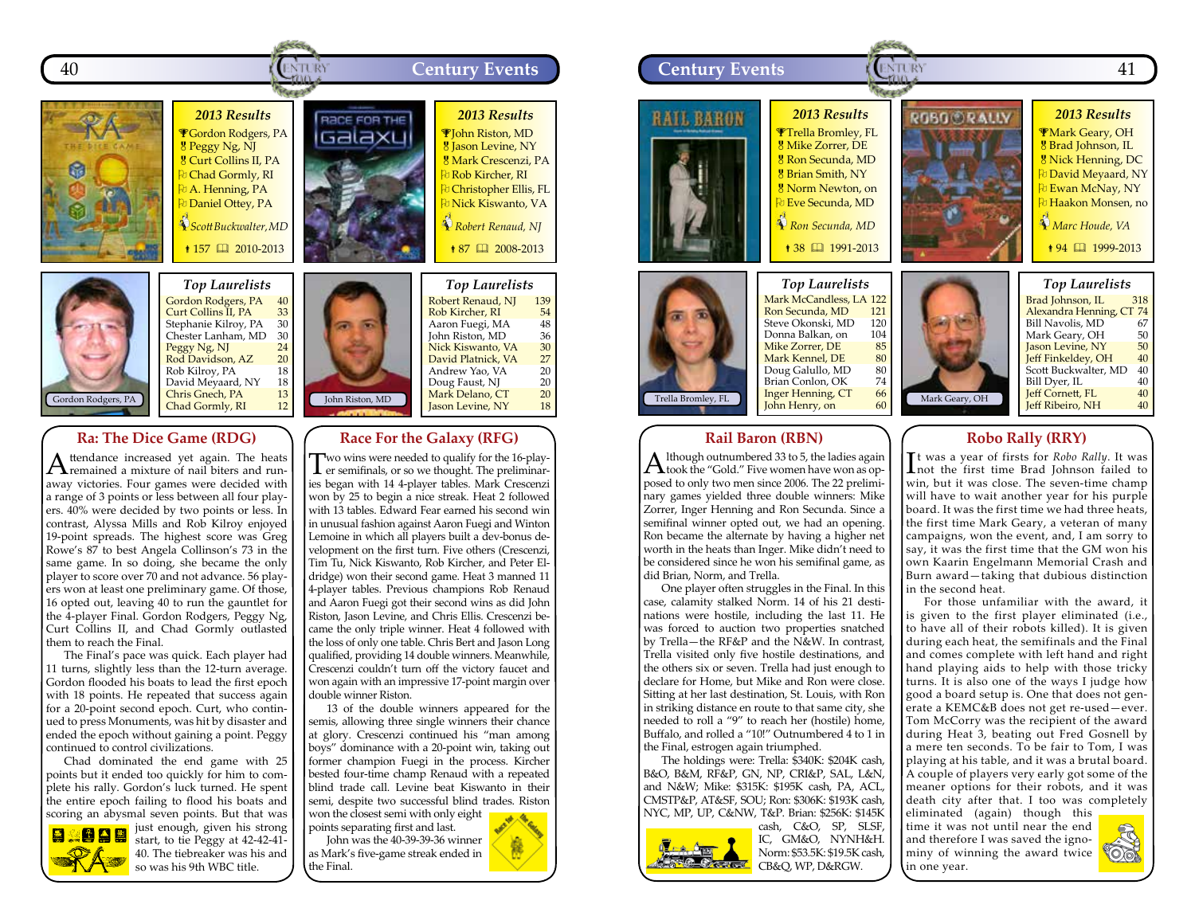## 2013 Results

Gordon Rodgers, PA
Peggy Ng, NJ
Curt Collins II, PA
Chad Gormly, RI
A. Henning, PA
Daniel Ottey, PA

*Scott Buckwalter, MD*

157 2010-2013

### Top Laurelists

| | |
|---|---|
| Gordon Rodgers, PA | 40 |
| Curt Collins II, PA | 33 |
| Stephanie Kilroy, PA | 30 |
| Chester Lanham, MD | 30 |
| Peggy Ng, NJ | 24 |
| Rod Davidson, AZ | 20 |
| Rob Kilroy, PA | 18 |
| David Meyaard, NY | 18 |
| Chris Gnech, PA | 13 |
| Chad Gormly, RI | 12 |

Gordon Rodgers, PA

## Ra: The Dice Game (RDG)

Attendance increased yet again. The heats remained a mixture of nail biters and runaway victories. Four games were decided with a range of 3 points or less between all four players. 40% were decided by two points or less. In contrast, Alyssa Mills and Rob Kilroy enjoyed 19-point spreads. The highest score was Greg Rowe's 87 to best Angela Collinson's 73 in the same game. In so doing, she became the only player to score over 70 and not advance. 56 players won at least one preliminary game. Of those, 16 opted out, leaving 40 to run the gauntlet for the 4-player Final. Gordon Rodgers, Peggy Ng, Curt Collins II, and Chad Gormly outlasted them to reach the Final.

The Final's pace was quick. Each player had 11 turns, slightly less than the 12-turn average. Gordon flooded his boats to lead the first epoch with 18 points. He repeated that success again for a 20-point second epoch. Curt, who continued to press Monuments, was hit by disaster and ended the epoch without gaining a point. Peggy continued to control civilizations.

Chad dominated the end game with 25 points but it ended too quickly for him to complete his rally. Gordon's luck turned. He spent the entire epoch failing to flood his boats and scoring an abysmal seven points. But that was just enough, given his strong start, to tie Peggy at 42-42-41-40. The tiebreaker was his and so was his 9th WBC title.

## 2013 Results

John Riston, MD
Jason Levine, NY
Mark Crescenzi, PA
Rob Kircher, RI
Christopher Ellis, FL
Nick Kiswanto, VA

*Robert Renaud, NJ*

87 2008-2013

### Top Laurelists

| | |
|---|---|
| Robert Renaud, NJ | 139 |
| Rob Kircher, RI | 54 |
| Aaron Fuegi, MA | 48 |
| John Riston, MD | 36 |
| Nick Kiswanto, VA | 30 |
| David Platnick, VA | 27 |
| Andrew Yao, VA | 20 |
| Doug Faust, NJ | 20 |
| Mark Delano, CT | 20 |
| Jason Levine, NY | 18 |

John Riston, MD

## Race For the Galaxy (RFG)

Two wins were needed to qualify for the 16-player semifinals, or so we thought. The preliminaries began with 14 4-player tables. Mark Crescenzi won by 25 to begin a nice streak. Heat 2 followed with 13 tables. Edward Fear earned his second win in unusual fashion against Aaron Fuegi and Winton Lemoine in which all players built a dev-bonus development on the first turn. Five others (Crescenzi, Tim Tu, Nick Kiswanto, Rob Kircher, and Peter Eldridge) won their second game. Heat 3 manned 11 4-player tables. Previous champions Rob Renaud and Aaron Fuegi got their second wins as did John Riston, Jason Levine, and Chris Ellis. Crescenzi became the only triple winner. Heat 4 followed with the loss of only one table. Chris Bert and Jason Long qualified, providing 14 double winners. Meanwhile, Crescenzi couldn't turn off the victory faucet and won again with an impressive 17-point margin over double winner Riston.

13 of the double winners appeared for the semis, allowing three single winners their chance at glory. Crescenzi continued his "man among boys" dominance with a 20-point win, taking out former champion Fuegi in the process. Kircher bested four-time champ Renaud with a repeated blind trade call. Levine beat Kiswanto in their semi, despite two successful blind trades. Riston won the closest semi with only eight points separating first and last.

John was the 40-39-39-36 winner as Mark's five-game streak ended in the Final.

## 2013 Results

Trella Bromley, FL
Mike Zorrer, DE
Ron Secunda, MD
Brian Smith, NY
Norm Newton, on
Eve Secunda, MD

*Ron Secunda, MD*

38 1991-2013

### Top Laurelists

| | |
|---|---|
| Mark McCandless, LA | 122 |
| Ron Secunda, MD | 121 |
| Steve Okonski, MD | 120 |
| Donna Balkan, on | 104 |
| Mike Zorrer, DE | 85 |
| Mark Kennel, DE | 80 |
| Doug Galullo, MD | 80 |
| Brian Conlon, OK | 74 |
| Inger Henning, CT | 66 |
| John Henry, on | 60 |

Trella Bromley, FL

## Rail Baron (RBN)

Although outnumbered 33 to 5, the ladies again took the "Gold." Five women have won as opposed to only two men since 2006. The 22 preliminary games yielded three double winners: Mike Zorrer, Inger Henning and Ron Secunda. Since a semifinal winner opted out, we had an opening. Ron became the alternate by having a higher net worth in the heats than Inger. Mike didn't need to be considered since he won his semifinal game, as did Brian, Norm, and Trella.

One player often struggles in the Final. In this case, calamity stalked Norm. 14 of his 21 destinations were hostile, including the last 11. He was forced to auction two properties snatched by Trella—the RF&P and the N&W. In contrast, Trella visited only five hostile destinations, and the others six or seven. Trella had just enough to declare for Home, but Mike and Ron were close. Sitting at her last destination, St. Louis, with Ron in striking distance en route to that same city, she needed to roll a "9" to reach her (Ron's) home, Buffalo, and rolled a "10!" Outnumbered 4 to 1 in the Final, estrogen again triumphed.

The holdings were: Trella: $340K: $204K cash, B&O, B&M, RF&P, GN, NP, CRI&P, SAL, L&N, and N&W; Mike: $315K: $195K cash, PA, ACL, CMSTP&P, AT&SF, SOU; Ron: $306K: $193K cash, NYC, MP, UP, C&NW, T&P. Brian: $256K: $145K cash, C&O, SP, SLSF, IC, GM&O, NYNH&H. Norm: $53.5K: $19.5K cash, CB&Q, WP, D&RGW.

## 2013 Results

Mark Geary, OH
Brad Johnson, IL
Nick Henning, DC
David Meyaard, NY
Ewan McNay, NY
Haakon Monsen, no

*Marc Houde, VA*

94 1999-2013

### Top Laurelists

| | |
|---|---|
| Brad Johnson, IL | 318 |
| Alexandra Henning, CT | 74 |
| Bill Navolis, MD | 67 |
| Mark Geary, OH | 50 |
| Jason Levine, NY | 50 |
| Jeff Finkeldey, OH | 40 |
| Scott Buckwalter, MD | 40 |
| Bill Dyer, IL | 40 |
| Jeff Cornett, FL | 40 |
| Jeff Ribeiro, NH | 40 |

Mark Geary, OH

## Robo Rally (RRY)

It was a year of firsts for *Robo Rally*. It was not the first time Brad Johnson failed to win, but it was close. The seven-time champ will have to wait another year for his purple board. It was the first time we had three heats, the first time Mark Geary, a veteran of many campaigns, won the event, and, I am sorry to say, it was the first time that the GM won his own Kaarin Engelmann Memorial Crash and Burn award—taking that dubious distinction in the second heat.

For those unfamiliar with the award, it is given to the first player eliminated (i.e., to have all of their robots killed). It is given during each heat, the semifinals and the Final and comes complete with left hand and right hand playing aids to help with those tricky turns. It is also one of the ways I judge how good a board setup is. One that does not generate a KEMC&B does not get re-used—ever. Tom McCrory was the recipient of the award during Heat 3, beating out Fred Gosnell by a mere ten seconds. To be fair to Tom, I was playing at his table, and it was a brutal board. A couple of players very early got some of the meaner options for their robots, and it was death city after that. I too was completely eliminated (again) though this time it was not until near the end and therefore I was saved the ignominy of winning the award twice in one year.